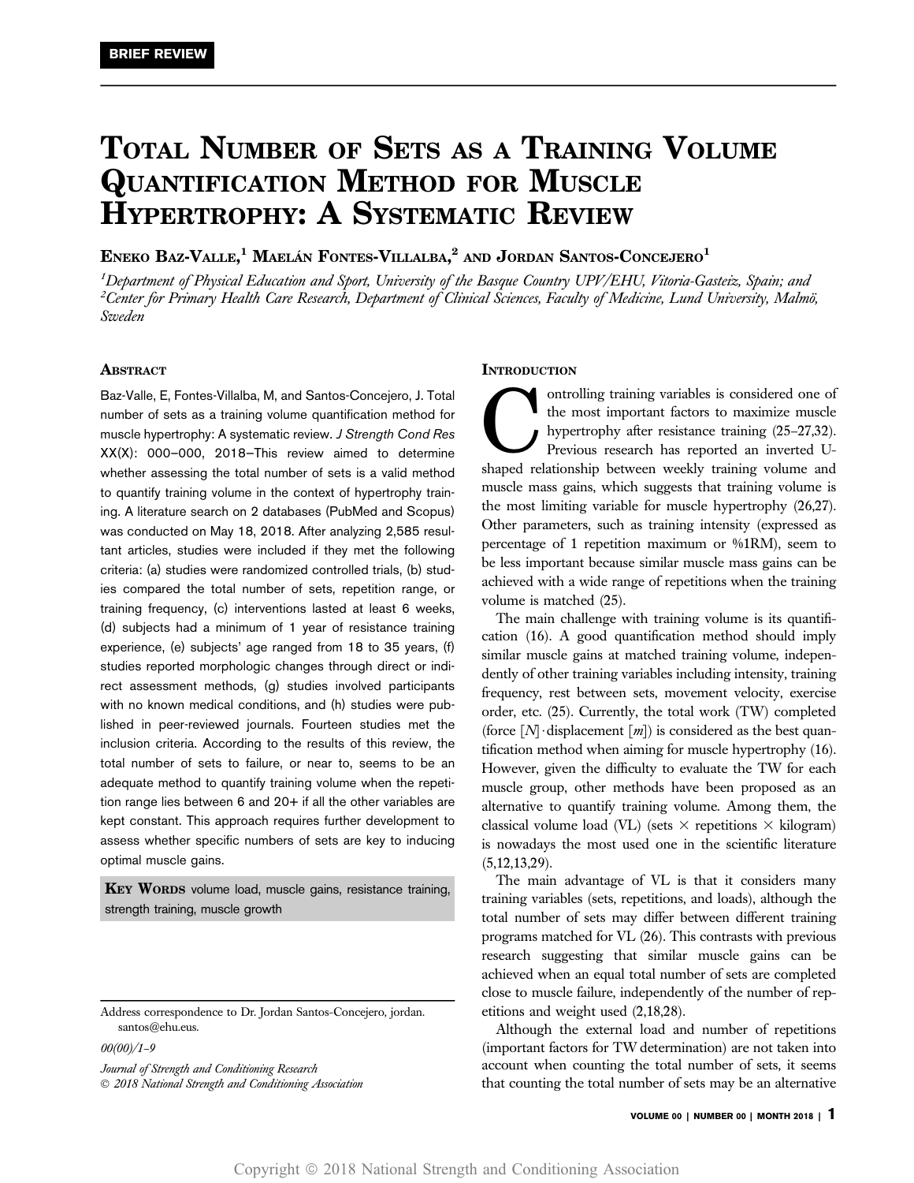BRIEF REVIEW

# Total Number of Sets as a Training Volume Quantification Method for Muscle Hypertrophy: A Systematic Review

Eneko Baz-Valle,[1] Maelán Fontes-Villalba,[2] and Jordan Santos-Concejero[1]

[1]*Department of Physical Education and Sport, University of the Basque Country UPV/EHU, Vitoria-Gasteiz, Spain; and* [2]*Center for Primary Health Care Research, Department of Clinical Sciences, Faculty of Medicine, Lund University, Malmö, Sweden*

## Abstract

Baz-Valle, E, Fontes-Villalba, M, and Santos-Concejero, J. Total number of sets as a training volume quantification method for muscle hypertrophy: A systematic review. *J Strength Cond Res* XX(X): 000–000, 2018—This review aimed to determine whether assessing the total number of sets is a valid method to quantify training volume in the context of hypertrophy training. A literature search on 2 databases (PubMed and Scopus) was conducted on May 18, 2018. After analyzing 2,585 resultant articles, studies were included if they met the following criteria: (a) studies were randomized controlled trials, (b) studies compared the total number of sets, repetition range, or training frequency, (c) interventions lasted at least 6 weeks, (d) subjects had a minimum of 1 year of resistance training experience, (e) subjects' age ranged from 18 to 35 years, (f) studies reported morphologic changes through direct or indirect assessment methods, (g) studies involved participants with no known medical conditions, and (h) studies were published in peer-reviewed journals. Fourteen studies met the inclusion criteria. According to the results of this review, the total number of sets to failure, or near to, seems to be an adequate method to quantify training volume when the repetition range lies between 6 and 20+ if all the other variables are kept constant. This approach requires further development to assess whether specific numbers of sets are key to inducing optimal muscle gains.

**Key Words** volume load, muscle gains, resistance training, strength training, muscle growth

Address correspondence to Dr. Jordan Santos-Concejero, jordan.santos@ehu.eus.

00(00)/1–9

*Journal of Strength and Conditioning Research*
© 2018 National Strength and Conditioning Association

## Introduction

Controlling training variables is considered one of the most important factors to maximize muscle hypertrophy after resistance training (25–27,32). Previous research has reported an inverted U-shaped relationship between weekly training volume and muscle mass gains, which suggests that training volume is the most limiting variable for muscle hypertrophy (26,27). Other parameters, such as training intensity (expressed as percentage of 1 repetition maximum or %1RM), seem to be less important because similar muscle mass gains can be achieved with a wide range of repetitions when the training volume is matched (25).

The main challenge with training volume is its quantification (16). A good quantification method should imply similar muscle gains at matched training volume, independently of other training variables including intensity, training frequency, rest between sets, movement velocity, exercise order, etc. (25). Currently, the total work (TW) completed (force $[N] \cdot$ displacement $[m]$) is considered as the best quantification method when aiming for muscle hypertrophy (16). However, given the difficulty to evaluate the TW for each muscle group, other methods have been proposed as an alternative to quantify training volume. Among them, the classical volume load (VL) (sets $\times$ repetitions $\times$ kilogram) is nowadays the most used one in the scientific literature (5,12,13,29).

The main advantage of VL is that it considers many training variables (sets, repetitions, and loads), although the total number of sets may differ between different training programs matched for VL (26). This contrasts with previous research suggesting that similar muscle gains can be achieved when an equal total number of sets are completed close to muscle failure, independently of the number of repetitions and weight used (2,18,28).

Although the external load and number of repetitions (important factors for TW determination) are not taken into account when counting the total number of sets, it seems that counting the total number of sets may be an alternative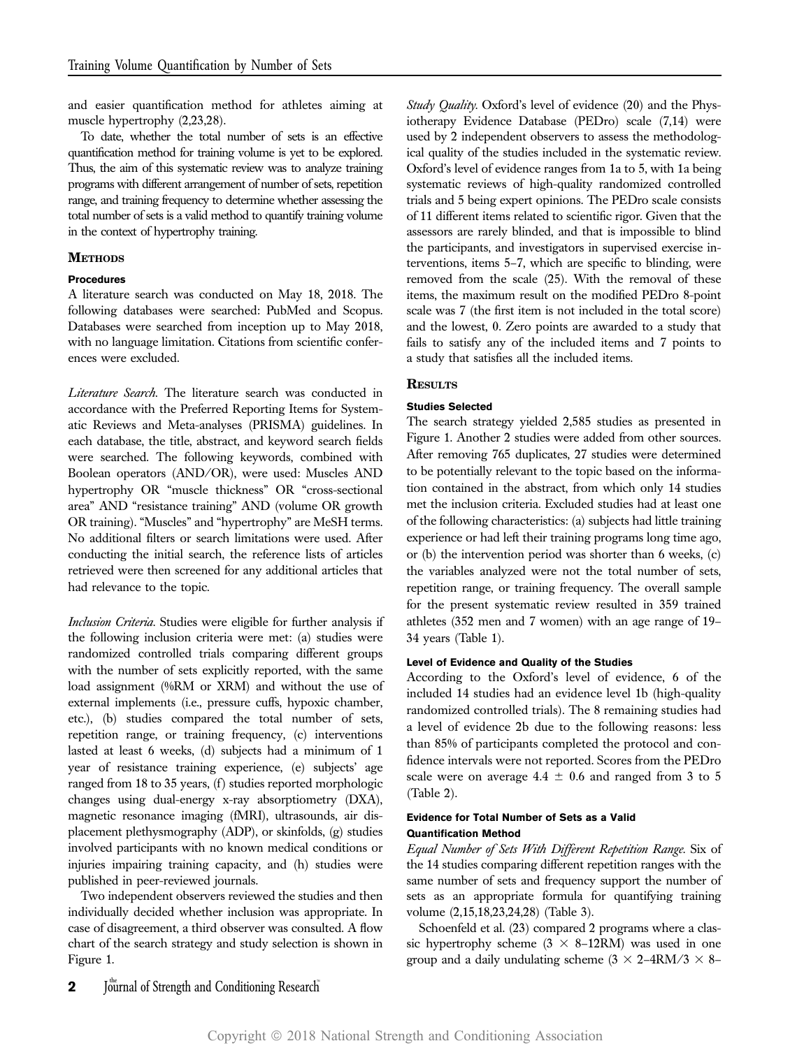and easier quantification method for athletes aiming at muscle hypertrophy (2,23,28).

To date, whether the total number of sets is an effective quantification method for training volume is yet to be explored. Thus, the aim of this systematic review was to analyze training programs with different arrangement of number of sets, repetition range, and training frequency to determine whether assessing the total number of sets is a valid method to quantify training volume in the context of hypertrophy training.

## Methods

### Procedures

A literature search was conducted on May 18, 2018. The following databases were searched: PubMed and Scopus. Databases were searched from inception up to May 2018, with no language limitation. Citations from scientific conferences were excluded.

*Literature Search.* The literature search was conducted in accordance with the Preferred Reporting Items for Systematic Reviews and Meta-analyses (PRISMA) guidelines. In each database, the title, abstract, and keyword search fields were searched. The following keywords, combined with Boolean operators (AND/OR), were used: Muscles AND hypertrophy OR "muscle thickness" OR "cross-sectional area" AND "resistance training" AND (volume OR growth OR training). "Muscles" and "hypertrophy" are MeSH terms. No additional filters or search limitations were used. After conducting the initial search, the reference lists of articles retrieved were then screened for any additional articles that had relevance to the topic.

*Inclusion Criteria.* Studies were eligible for further analysis if the following inclusion criteria were met: (a) studies were randomized controlled trials comparing different groups with the number of sets explicitly reported, with the same load assignment (%RM or XRM) and without the use of external implements (i.e., pressure cuffs, hypoxic chamber, etc.), (b) studies compared the total number of sets, repetition range, or training frequency, (c) interventions lasted at least 6 weeks, (d) subjects had a minimum of 1 year of resistance training experience, (e) subjects' age ranged from 18 to 35 years, (f) studies reported morphologic changes using dual-energy x-ray absorptiometry (DXA), magnetic resonance imaging (fMRI), ultrasounds, air displacement plethysmography (ADP), or skinfolds, (g) studies involved participants with no known medical conditions or injuries impairing training capacity, and (h) studies were published in peer-reviewed journals.

Two independent observers reviewed the studies and then individually decided whether inclusion was appropriate. In case of disagreement, a third observer was consulted. A flow chart of the search strategy and study selection is shown in Figure 1.

*Study Quality.* Oxford's level of evidence (20) and the Physiotherapy Evidence Database (PEDro) scale (7,14) were used by 2 independent observers to assess the methodological quality of the studies included in the systematic review. Oxford's level of evidence ranges from 1a to 5, with 1a being systematic reviews of high-quality randomized controlled trials and 5 being expert opinions. The PEDro scale consists of 11 different items related to scientific rigor. Given that the assessors are rarely blinded, and that is impossible to blind the participants, and investigators in supervised exercise interventions, items 5–7, which are specific to blinding, were removed from the scale (25). With the removal of these items, the maximum result on the modified PEDro 8-point scale was 7 (the first item is not included in the total score) and the lowest, 0. Zero points are awarded to a study that fails to satisfy any of the included items and 7 points to a study that satisfies all the included items.

## Results

### Studies Selected

The search strategy yielded 2,585 studies as presented in Figure 1. Another 2 studies were added from other sources. After removing 765 duplicates, 27 studies were determined to be potentially relevant to the topic based on the information contained in the abstract, from which only 14 studies met the inclusion criteria. Excluded studies had at least one of the following characteristics: (a) subjects had little training experience or had left their training programs long time ago, or (b) the intervention period was shorter than 6 weeks, (c) the variables analyzed were not the total number of sets, repetition range, or training frequency. The overall sample for the present systematic review resulted in 359 trained athletes (352 men and 7 women) with an age range of 19–34 years (Table 1).

### Level of Evidence and Quality of the Studies

According to the Oxford's level of evidence, 6 of the included 14 studies had an evidence level 1b (high-quality randomized controlled trials). The 8 remaining studies had a level of evidence 2b due to the following reasons: less than 85% of participants completed the protocol and confidence intervals were not reported. Scores from the PEDro scale were on average $4.4 \pm 0.6$ and ranged from 3 to 5 (Table 2).

### Evidence for Total Number of Sets as a Valid Quantification Method

*Equal Number of Sets With Different Repetition Range.* Six of the 14 studies comparing different repetition ranges with the same number of sets and frequency support the number of sets as an appropriate formula for quantifying training volume (2,15,18,23,24,28) (Table 3).

Schoenfeld et al. (23) compared 2 programs where a classic hypertrophy scheme ($3 \times$ 8–12RM) was used in one group and a daily undulating scheme ($3 \times$ 2–4RM/$3 \times$ 8–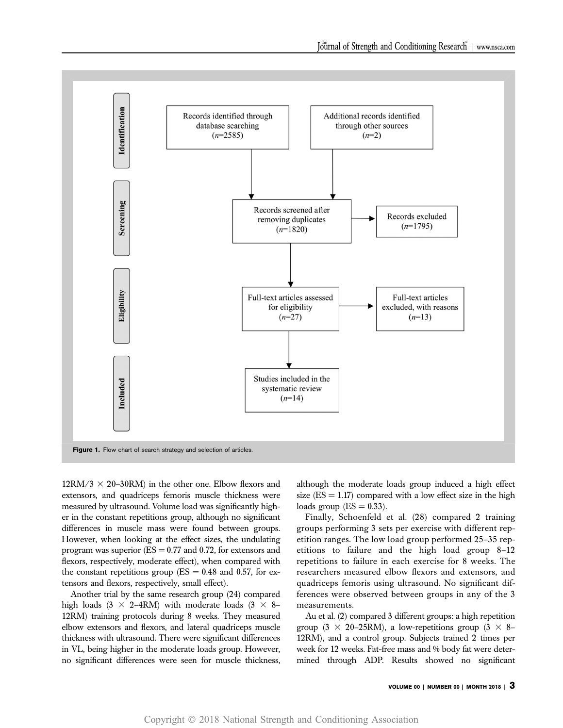**Identification**

- Records identified through database searching ($n$=2585)
- Additional records identified through other sources ($n$=2)

**Screening**

- Records screened after removing duplicates ($n$=1820)
- Records excluded ($n$=1795)

**Eligibility**

- Full-text articles assessed for eligibility ($n$=27)
- Full-text articles excluded, with reasons ($n$=13)

**Included**

- Studies included in the systematic review ($n$=14)

**Figure 1.** Flow chart of search strategy and selection of articles.

12RM/3 × 20–30RM) in the other one. Elbow flexors and extensors, and quadriceps femoris muscle thickness were measured by ultrasound. Volume load was significantly higher in the constant repetitions group, although no significant differences in muscle mass were found between groups. However, when looking at the effect sizes, the undulating program was superior (ES = 0.77 and 0.72, for extensors and flexors, respectively, moderate effect), when compared with the constant repetitions group (ES = 0.48 and 0.57, for extensors and flexors, respectively, small effect).

Another trial by the same research group (24) compared high loads (3 × 2–4RM) with moderate loads (3 × 8–12RM) training protocols during 8 weeks. They measured elbow extensors and flexors, and lateral quadriceps muscle thickness with ultrasound. There were significant differences in VL, being higher in the moderate loads group. However, no significant differences were seen for muscle thickness, although the moderate loads group induced a high effect size (ES = 1.17) compared with a low effect size in the high loads group (ES = 0.33).

Finally, Schoenfeld et al. (28) compared 2 training groups performing 3 sets per exercise with different repetition ranges. The low load group performed 25–35 repetitions to failure and the high load group 8–12 repetitions to failure in each exercise for 8 weeks. The researchers measured elbow flexors and extensors, and quadriceps femoris using ultrasound. No significant differences were observed between groups in any of the 3 measurements.

Au et al. (2) compared 3 different groups: a high repetition group (3 × 20–25RM), a low-repetitions group (3 × 8–12RM), and a control group. Subjects trained 2 times per week for 12 weeks. Fat-free mass and % body fat were determined through ADP. Results showed no significant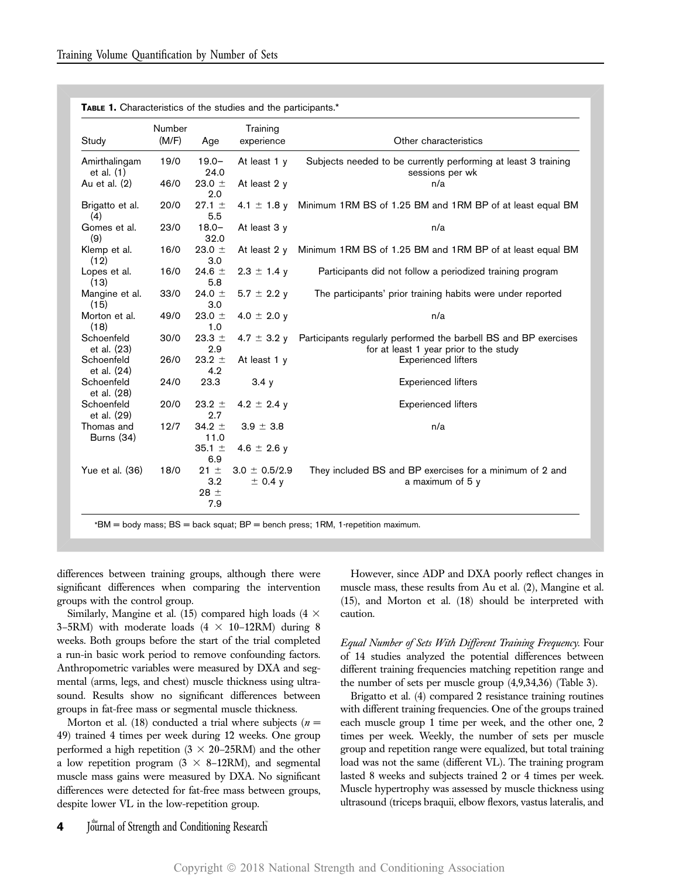**Table 1.** Characteristics of the studies and the participants.*

| Study | Number (M/F) | Age | Training experience | Other characteristics |
|---|---|---|---|---|
| Amirthalingam et al. (1) | 19/0 | 19.0–24.0 | At least 1 y | Subjects needed to be currently performing at least 3 training sessions per wk |
| Au et al. (2) | 46/0 | 23.0 ± 2.0 | At least 2 y | n/a |
| Brigatto et al. (4) | 20/0 | 27.1 ± 5.5 | 4.1 ± 1.8 y | Minimum 1RM BS of 1.25 BM and 1RM BP of at least equal BM |
| Gomes et al. (9) | 23/0 | 18.0–32.0 | At least 3 y | n/a |
| Klemp et al. (12) | 16/0 | 23.0 ± 3.0 | At least 2 y | Minimum 1RM BS of 1.25 BM and 1RM BP of at least equal BM |
| Lopes et al. (13) | 16/0 | 24.6 ± 5.8 | 2.3 ± 1.4 y | Participants did not follow a periodized training program |
| Mangine et al. (15) | 33/0 | 24.0 ± 3.0 | 5.7 ± 2.2 y | The participants' prior training habits were under reported |
| Morton et al. (18) | 49/0 | 23.0 ± 1.0 | 4.0 ± 2.0 y | n/a |
| Schoenfeld et al. (23) | 30/0 | 23.3 ± 2.9 | 4.7 ± 3.2 y | Participants regularly performed the barbell BS and BP exercises for at least 1 year prior to the study |
| Schoenfeld et al. (24) | 26/0 | 23.2 ± 4.2 | At least 1 y | Experienced lifters |
| Schoenfeld et al. (28) | 24/0 | 23.3 | 3.4 y | Experienced lifters |
| Schoenfeld et al. (29) | 20/0 | 23.2 ± 2.7 | 4.2 ± 2.4 y | Experienced lifters |
| Thomas and Burns (34) | 12/7 | 34.2 ± 11.0<br>35.1 ± 6.9 | 3.9 ± 3.8<br>4.6 ± 2.6 y | n/a |
| Yue et al. (36) | 18/0 | 21 ± 3.2<br>28 ± 7.9 | 3.0 ± 0.5/2.9 ± 0.4 y | They included BS and BP exercises for a minimum of 2 and a maximum of 5 y |

*BM = body mass; BS = back squat; BP = bench press; 1RM, 1-repetition maximum.

differences between training groups, although there were significant differences when comparing the intervention groups with the control group.

Similarly, Mangine et al. (15) compared high loads (4 × 3–5RM) with moderate loads (4 × 10–12RM) during 8 weeks. Both groups before the start of the trial completed a run-in basic work period to remove confounding factors. Anthropometric variables were measured by DXA and segmental (arms, legs, and chest) muscle thickness using ultrasound. Results show no significant differences between groups in fat-free mass or segmental muscle thickness.

Morton et al. (18) conducted a trial where subjects ($n$ = 49) trained 4 times per week during 12 weeks. One group performed a high repetition (3 × 20–25RM) and the other a low repetition program (3 × 8–12RM), and segmental muscle mass gains were measured by DXA. No significant differences were detected for fat-free mass between groups, despite lower VL in the low-repetition group.

However, since ADP and DXA poorly reflect changes in muscle mass, these results from Au et al. (2), Mangine et al. (15), and Morton et al. (18) should be interpreted with caution.

*Equal Number of Sets With Different Training Frequency.* Four of 14 studies analyzed the potential differences between different training frequencies matching repetition range and the number of sets per muscle group (4,9,34,36) (Table 3).

Brigatto et al. (4) compared 2 resistance training routines with different training frequencies. One of the groups trained each muscle group 1 time per week, and the other one, 2 times per week. Weekly, the number of sets per muscle group and repetition range were equalized, but total training load was not the same (different VL). The training program lasted 8 weeks and subjects trained 2 or 4 times per week. Muscle hypertrophy was assessed by muscle thickness using ultrasound (triceps braquii, elbow flexors, vastus lateralis, and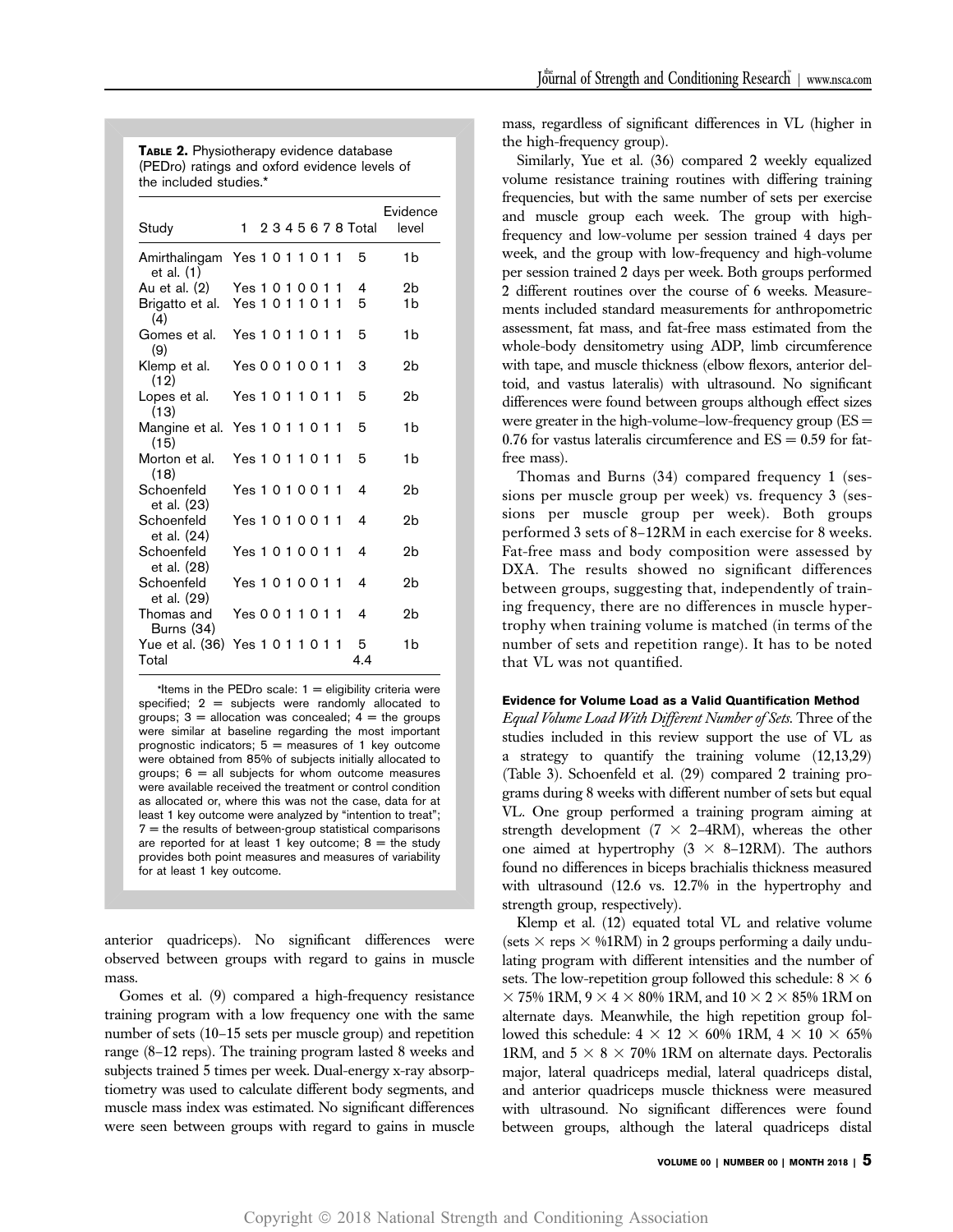**TABLE 2.** Physiotherapy evidence database (PEDro) ratings and oxford evidence levels of the included studies.*

| Study | 1 | 2 | 3 | 4 | 5 | 6 | 7 | 8 | Total | Evidence level |
|---|---|---|---|---|---|---|---|---|---|---|
| Amirthalingam et al. (1) | Yes | 1 | 0 | 1 | 1 | 0 | 1 | 1 | 5 | 1b |
| Au et al. (2) | Yes | 1 | 0 | 1 | 0 | 0 | 1 | 1 | 4 | 2b |
| Brigatto et al. (4) | Yes | 1 | 0 | 1 | 1 | 0 | 1 | 1 | 5 | 1b |
| Gomes et al. (9) | Yes | 1 | 0 | 1 | 1 | 0 | 1 | 1 | 5 | 1b |
| Klemp et al. (12) | Yes | 0 | 0 | 1 | 0 | 0 | 1 | 1 | 3 | 2b |
| Lopes et al. (13) | Yes | 1 | 0 | 1 | 1 | 0 | 1 | 1 | 5 | 2b |
| Mangine et al. (15) | Yes | 1 | 0 | 1 | 1 | 0 | 1 | 1 | 5 | 1b |
| Morton et al. (18) | Yes | 1 | 0 | 1 | 1 | 0 | 1 | 1 | 5 | 1b |
| Schoenfeld et al. (23) | Yes | 1 | 0 | 1 | 0 | 0 | 1 | 1 | 4 | 2b |
| Schoenfeld et al. (24) | Yes | 1 | 0 | 1 | 0 | 0 | 1 | 1 | 4 | 2b |
| Schoenfeld et al. (28) | Yes | 1 | 0 | 1 | 0 | 0 | 1 | 1 | 4 | 2b |
| Schoenfeld et al. (29) | Yes | 1 | 0 | 1 | 0 | 0 | 1 | 1 | 4 | 2b |
| Thomas and Burns (34) | Yes | 0 | 0 | 1 | 1 | 0 | 1 | 1 | 4 | 2b |
| Yue et al. (36) | Yes | 1 | 0 | 1 | 1 | 0 | 1 | 1 | 5 | 1b |
| Total | | | | | | | | | 4.4 | |

*Items in the PEDro scale: 1 = eligibility criteria were specified; 2 = subjects were randomly allocated to groups; 3 = allocation was concealed; 4 = the groups were similar at baseline regarding the most important prognostic indicators; 5 = measures of 1 key outcome were obtained from 85% of subjects initially allocated to groups; 6 = all subjects for whom outcome measures were available received the treatment or control condition as allocated or, where this was not the case, data for at least 1 key outcome were analyzed by "intention to treat"; 7 = the results of between-group statistical comparisons are reported for at least 1 key outcome; 8 = the study provides both point measures and measures of variability for at least 1 key outcome.

anterior quadriceps). No significant differences were observed between groups with regard to gains in muscle mass.

Gomes et al. (9) compared a high-frequency resistance training program with a low frequency one with the same number of sets (10–15 sets per muscle group) and repetition range (8–12 reps). The training program lasted 8 weeks and subjects trained 5 times per week. Dual-energy x-ray absorptiometry was used to calculate different body segments, and muscle mass index was estimated. No significant differences were seen between groups with regard to gains in muscle mass, regardless of significant differences in VL (higher in the high-frequency group).

Similarly, Yue et al. (36) compared 2 weekly equalized volume resistance training routines with differing training frequencies, but with the same number of sets per exercise and muscle group each week. The group with high-frequency and low-volume per session trained 4 days per week, and the group with low-frequency and high-volume per session trained 2 days per week. Both groups performed 2 different routines over the course of 6 weeks. Measurements included standard measurements for anthropometric assessment, fat mass, and fat-free mass estimated from the whole-body densitometry using ADP, limb circumference with tape, and muscle thickness (elbow flexors, anterior deltoid, and vastus lateralis) with ultrasound. No significant differences were found between groups although effect sizes were greater in the high-volume–low-frequency group (ES = 0.76 for vastus lateralis circumference and ES = 0.59 for fat-free mass).

Thomas and Burns (34) compared frequency 1 (sessions per muscle group per week) vs. frequency 3 (sessions per muscle group per week). Both groups performed 3 sets of 8–12RM in each exercise for 8 weeks. Fat-free mass and body composition were assessed by DXA. The results showed no significant differences between groups, suggesting that, independently of training frequency, there are no differences in muscle hypertrophy when training volume is matched (in terms of the number of sets and repetition range). It has to be noted that VL was not quantified.

#### Evidence for Volume Load as a Valid Quantification Method

*Equal Volume Load With Different Number of Sets.* Three of the studies included in this review support the use of VL as a strategy to quantify the training volume (12,13,29) (Table 3). Schoenfeld et al. (29) compared 2 training programs during 8 weeks with different number of sets but equal VL. One group performed a training program aiming at strength development ($7 \times$ 2–4RM), whereas the other one aimed at hypertrophy ($3 \times$ 8–12RM). The authors found no differences in biceps brachialis thickness measured with ultrasound (12.6 vs. 12.7% in the hypertrophy and strength group, respectively).

Klemp et al. (12) equated total VL and relative volume (sets $\times$ reps $\times$ %1RM) in 2 groups performing a daily undulating program with different intensities and the number of sets. The low-repetition group followed this schedule: $8 \times 6 \times 75\%$ 1RM, $9 \times 4 \times 80\%$ 1RM, and $10 \times 2 \times 85\%$ 1RM on alternate days. Meanwhile, the high repetition group followed this schedule: $4 \times 12 \times 60\%$ 1RM, $4 \times 10 \times 65\%$ 1RM, and $5 \times 8 \times 70\%$ 1RM on alternate days. Pectoralis major, lateral quadriceps medial, lateral quadriceps distal, and anterior quadriceps muscle thickness were measured with ultrasound. No significant differences were found between groups, although the lateral quadriceps distal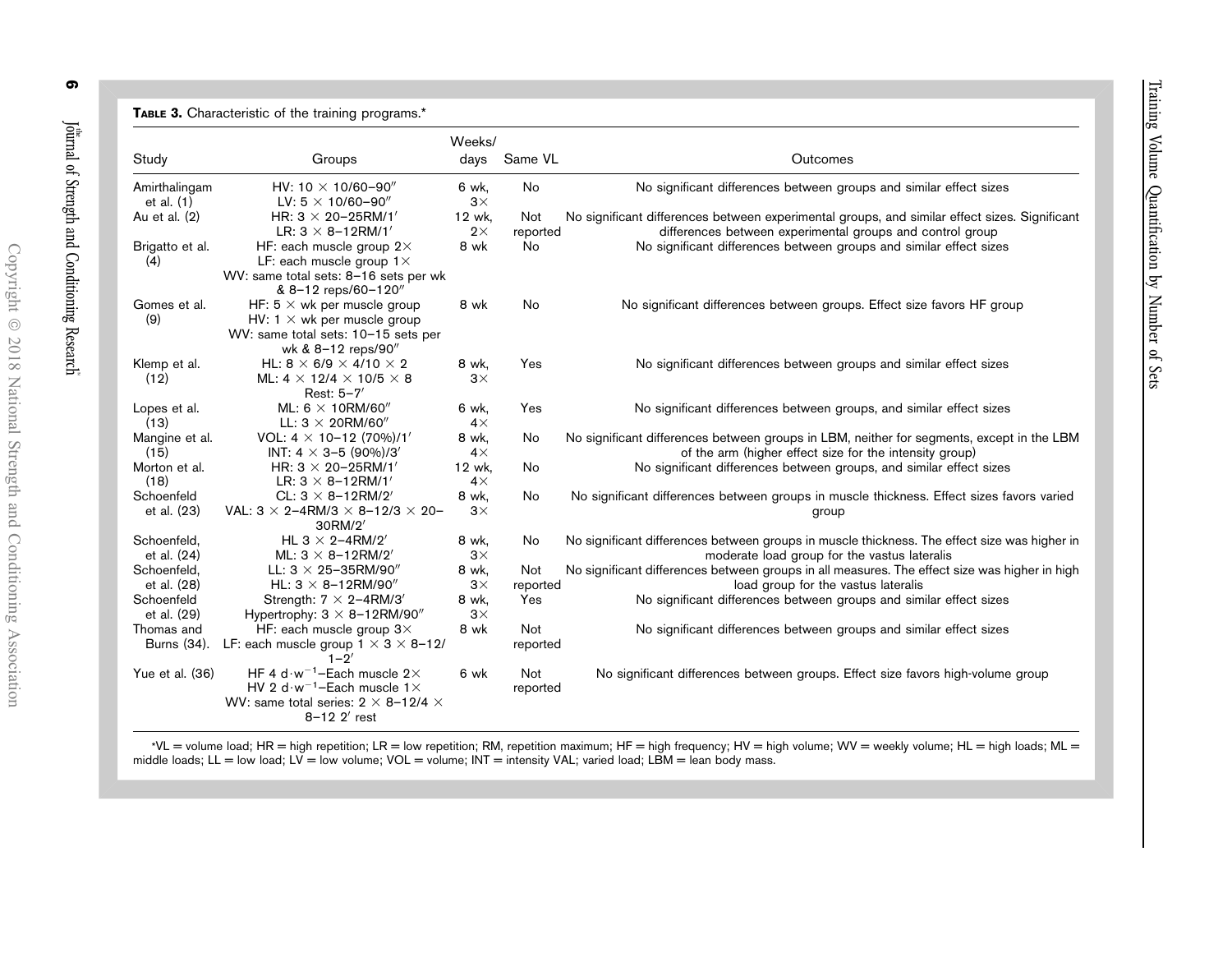**Table 3.** Characteristic of the training programs.*

| Study | Groups | Weeks/days | Same VL | Outcomes |
|---|---|---|---|---|
| Amirthalingam et al. (1) | HV: 10 × 10/60–90″<br>LV: 5 × 10/60–90″ | 6 wk, 3× | No | No significant differences between groups and similar effect sizes |
| Au et al. (2) | HR: 3 × 20–25RM/1′<br>LR: 3 × 8–12RM/1′ | 12 wk, 2× | Not reported | No significant differences between experimental groups, and similar effect sizes. Significant differences between experimental groups and control group |
| Brigatto et al. (4) | HF: each muscle group 2×<br>LF: each muscle group 1×<br>WV: same total sets: 8–16 sets per wk & 8–12 reps/60–120″ | 8 wk | No | No significant differences between groups and similar effect sizes |
| Gomes et al. (9) | HF: 5 × wk per muscle group<br>HV: 1 × wk per muscle group<br>WV: same total sets: 10–15 sets per wk & 8–12 reps/90″ | 8 wk | No | No significant differences between groups. Effect size favors HF group |
| Klemp et al. (12) | HL: 8 × 6/9 × 4/10 × 2<br>ML: 4 × 12/4 × 10/5 × 8<br>Rest: 5–7′ | 8 wk, 3× | Yes | No significant differences between groups and similar effect sizes |
| Lopes et al. (13) | ML: 6 × 10RM/60″<br>LL: 3 × 20RM/60″ | 6 wk, 4× | Yes | No significant differences between groups, and similar effect sizes |
| Mangine et al. (15) | VOL: 4 × 10–12 (70%)/1′<br>INT: 4 × 3–5 (90%)/3′ | 8 wk, 4× | No | No significant differences between groups in LBM, neither for segments, except in the LBM of the arm (higher effect size for the intensity group) |
| Morton et al. (18) | HR: 3 × 20–25RM/1′<br>LR: 3 × 8–12RM/1′ | 12 wk, 4× | No | No significant differences between groups, and similar effect sizes |
| Schoenfeld et al. (23) | CL: 3 × 8–12RM/2′<br>VAL: 3 × 2–4RM/3 × 8–12/3 × 20–30RM/2′ | 8 wk, 3× | No | No significant differences between groups in muscle thickness. Effect sizes favors varied group |
| Schoenfeld, et al. (24) | HL 3 × 2–4RM/2′<br>ML: 3 × 8–12RM/2′ | 8 wk, 3× | No | No significant differences between groups in muscle thickness. The effect size was higher in moderate load group for the vastus lateralis |
| Schoenfeld, et al. (28) | LL: 3 × 25–35RM/90″<br>HL: 3 × 8–12RM/90″ | 8 wk, 3× | Not reported | No significant differences between groups in all measures. The effect size was higher in high load group for the vastus lateralis |
| Schoenfeld et al. (29) | Strength: 7 × 2–4RM/3′<br>Hypertrophy: 3 × 8–12RM/90″ | 8 wk, 3× | Yes | No significant differences between groups and similar effect sizes |
| Thomas and Burns (34). | HF: each muscle group 3×<br>LF: each muscle group 1 × 3 × 8–12/1–2′ | 8 wk | Not reported | No significant differences between groups and similar effect sizes |
| Yue et al. (36) | HF 4 $d \cdot w^{-1}$–Each muscle 2×<br>HV 2 $d \cdot w^{-1}$–Each muscle 1×<br>WV: same total series: 2 × 8–12/4 × 8–12 2′ rest | 6 wk | Not reported | No significant differences between groups. Effect size favors high-volume group |

*VL = volume load; HR = high repetition; LR = low repetition; RM, repetition maximum; HF = high frequency; HV = high volume; WV = weekly volume; HL = high loads; ML = middle loads; LL = low load; LV = low volume; VOL = volume; INT = intensity VAL; varied load; LBM = lean body mass.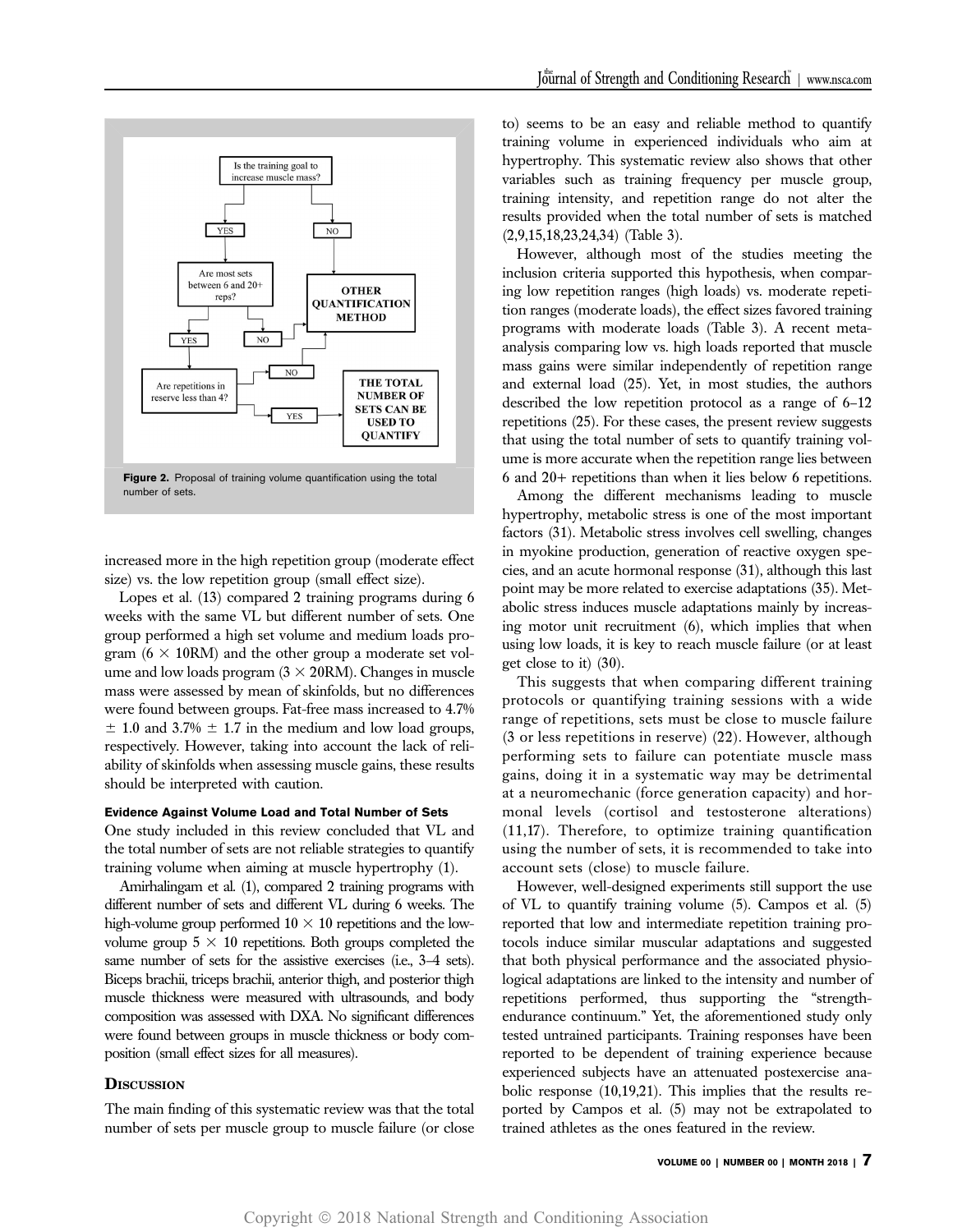Figure 2. Proposal of training volume quantification using the total number of sets.

increased more in the high repetition group (moderate effect size) vs. the low repetition group (small effect size).

Lopes et al. (13) compared 2 training programs during 6 weeks with the same VL but different number of sets. One group performed a high set volume and medium loads program (6 × 10RM) and the other group a moderate set volume and low loads program (3 × 20RM). Changes in muscle mass were assessed by mean of skinfolds, but no differences were found between groups. Fat-free mass increased to 4.7% ± 1.0 and 3.7% ± 1.7 in the medium and low load groups, respectively. However, taking into account the lack of reliability of skinfolds when assessing muscle gains, these results should be interpreted with caution.

#### Evidence Against Volume Load and Total Number of Sets

One study included in this review concluded that VL and the total number of sets are not reliable strategies to quantify training volume when aiming at muscle hypertrophy (1).

Amirhalingam et al. (1), compared 2 training programs with different number of sets and different VL during 6 weeks. The high-volume group performed 10 × 10 repetitions and the low-volume group 5 × 10 repetitions. Both groups completed the same number of sets for the assistive exercises (i.e., 3–4 sets). Biceps brachii, triceps brachii, anterior thigh, and posterior thigh muscle thickness were measured with ultrasounds, and body composition was assessed with DXA. No significant differences were found between groups in muscle thickness or body composition (small effect sizes for all measures).

## Discussion

The main finding of this systematic review was that the total number of sets per muscle group to muscle failure (or close to) seems to be an easy and reliable method to quantify training volume in experienced individuals who aim at hypertrophy. This systematic review also shows that other variables such as training frequency per muscle group, training intensity, and repetition range do not alter the results provided when the total number of sets is matched (2,9,15,18,23,24,34) (Table 3).

However, although most of the studies meeting the inclusion criteria supported this hypothesis, when comparing low repetition ranges (high loads) vs. moderate repetition ranges (moderate loads), the effect sizes favored training programs with moderate loads (Table 3). A recent meta-analysis comparing low vs. high loads reported that muscle mass gains were similar independently of repetition range and external load (25). Yet, in most studies, the authors described the low repetition protocol as a range of 6–12 repetitions (25). For these cases, the present review suggests that using the total number of sets to quantify training volume is more accurate when the repetition range lies between 6 and 20+ repetitions than when it lies below 6 repetitions.

Among the different mechanisms leading to muscle hypertrophy, metabolic stress is one of the most important factors (31). Metabolic stress involves cell swelling, changes in myokine production, generation of reactive oxygen species, and an acute hormonal response (31), although this last point may be more related to exercise adaptations (35). Metabolic stress induces muscle adaptations mainly by increasing motor unit recruitment (6), which implies that when using low loads, it is key to reach muscle failure (or at least get close to it) (30).

This suggests that when comparing different training protocols or quantifying training sessions with a wide range of repetitions, sets must be close to muscle failure (3 or less repetitions in reserve) (22). However, although performing sets to failure can potentiate muscle mass gains, doing it in a systematic way may be detrimental at a neuromechanic (force generation capacity) and hormonal levels (cortisol and testosterone alterations) (11,17). Therefore, to optimize training quantification using the number of sets, it is recommended to take into account sets (close) to muscle failure.

However, well-designed experiments still support the use of VL to quantify training volume (5). Campos et al. (5) reported that low and intermediate repetition training protocols induce similar muscular adaptations and suggested that both physical performance and the associated physiological adaptations are linked to the intensity and number of repetitions performed, thus supporting the "strength-endurance continuum." Yet, the aforementioned study only tested untrained participants. Training responses have been reported to be dependent of training experience because experienced subjects have an attenuated postexercise anabolic response (10,19,21). This implies that the results reported by Campos et al. (5) may not be extrapolated to trained athletes as the ones featured in the review.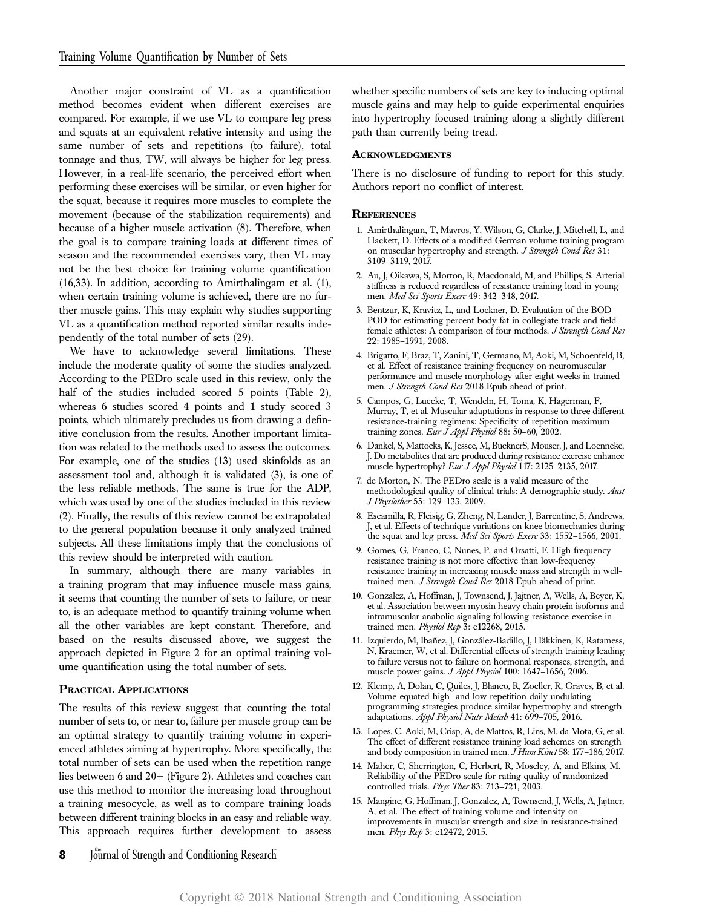Another major constraint of VL as a quantification method becomes evident when different exercises are compared. For example, if we use VL to compare leg press and squats at an equivalent relative intensity and using the same number of sets and repetitions (to failure), total tonnage and thus, TW, will always be higher for leg press. However, in a real-life scenario, the perceived effort when performing these exercises will be similar, or even higher for the squat, because it requires more muscles to complete the movement (because of the stabilization requirements) and because of a higher muscle activation (8). Therefore, when the goal is to compare training loads at different times of season and the recommended exercises vary, then VL may not be the best choice for training volume quantification (16,33). In addition, according to Amirthalingam et al. (1), when certain training volume is achieved, there are no further muscle gains. This may explain why studies supporting VL as a quantification method reported similar results independently of the total number of sets (29).

We have to acknowledge several limitations. These include the moderate quality of some the studies analyzed. According to the PEDro scale used in this review, only the half of the studies included scored 5 points (Table 2), whereas 6 studies scored 4 points and 1 study scored 3 points, which ultimately precludes us from drawing a definitive conclusion from the results. Another important limitation was related to the methods used to assess the outcomes. For example, one of the studies (13) used skinfolds as an assessment tool and, although it is validated (3), is one of the less reliable methods. The same is true for the ADP, which was used by one of the studies included in this review (2). Finally, the results of this review cannot be extrapolated to the general population because it only analyzed trained subjects. All these limitations imply that the conclusions of this review should be interpreted with caution.

In summary, although there are many variables in a training program that may influence muscle mass gains, it seems that counting the number of sets to failure, or near to, is an adequate method to quantify training volume when all the other variables are kept constant. Therefore, and based on the results discussed above, we suggest the approach depicted in Figure 2 for an optimal training volume quantification using the total number of sets.

## Practical Applications

The results of this review suggest that counting the total number of sets to, or near to, failure per muscle group can be an optimal strategy to quantify training volume in experienced athletes aiming at hypertrophy. More specifically, the total number of sets can be used when the repetition range lies between 6 and 20+ (Figure 2). Athletes and coaches can use this method to monitor the increasing load throughout a training mesocycle, as well as to compare training loads between different training blocks in an easy and reliable way. This approach requires further development to assess whether specific numbers of sets are key to inducing optimal muscle gains and may help to guide experimental enquiries into hypertrophy focused training along a slightly different path than currently being tread.

## Acknowledgments

There is no disclosure of funding to report for this study. Authors report no conflict of interest.

## References

1. Amirthalingam, T, Mavros, Y, Wilson, G, Clarke, J, Mitchell, L, and Hackett, D. Effects of a modified German volume training program on muscular hypertrophy and strength. *J Strength Cond Res* 31: 3109–3119, 2017.
2. Au, J, Oikawa, S, Morton, R, Macdonald, M, and Phillips, S. Arterial stiffness is reduced regardless of resistance training load in young men. *Med Sci Sports Exerc* 49: 342–348, 2017.
3. Bentzur, K, Kravitz, L, and Lockner, D. Evaluation of the BOD POD for estimating percent body fat in collegiate track and field female athletes: A comparison of four methods. *J Strength Cond Res* 22: 1985–1991, 2008.
4. Brigatto, F, Braz, T, Zanini, T, Germano, M, Aoki, M, Schoenfeld, B, et al. Effect of resistance training frequency on neuromuscular performance and muscle morphology after eight weeks in trained men. *J Strength Cond Res* 2018 Epub ahead of print.
5. Campos, G, Luecke, T, Wendeln, H, Toma, K, Hagerman, F, Murray, T, et al. Muscular adaptations in response to three different resistance-training regimens: Specificity of repetition maximum training zones. *Eur J Appl Physiol* 88: 50–60, 2002.
6. Dankel, S, Mattocks, K, Jessee, M, BucknerS, Mouser, J, and Loenneke, J. Do metabolites that are produced during resistance exercise enhance muscle hypertrophy? *Eur J Appl Physiol* 117: 2125–2135, 2017.
7. de Morton, N. The PEDro scale is a valid measure of the methodological quality of clinical trials: A demographic study. *Aust J Physiother* 55: 129–133, 2009.
8. Escamilla, R, Fleisig, G, Zheng, N, Lander, J, Barrentine, S, Andrews, J, et al. Effects of technique variations on knee biomechanics during the squat and leg press. *Med Sci Sports Exerc* 33: 1552–1566, 2001.
9. Gomes, G, Franco, C, Nunes, P, and Orsatti, F. High-frequency resistance training is not more effective than low-frequency resistance training in increasing muscle mass and strength in well-trained men. *J Strength Cond Res* 2018 Epub ahead of print.
10. Gonzalez, A, Hoffman, J, Townsend, J, Jajtner, A, Wells, A, Beyer, K, et al. Association between myosin heavy chain protein isoforms and intramuscular anabolic signaling following resistance exercise in trained men. *Physiol Rep* 3: e12268, 2015.
11. Izquierdo, M, Ibañez, J, González-Badillo, J, Häkkinen, K, Ratamess, N, Kraemer, W, et al. Differential effects of strength training leading to failure versus not to failure on hormonal responses, strength, and muscle power gains. *J Appl Physiol* 100: 1647–1656, 2006.
12. Klemp, A, Dolan, C, Quiles, J, Blanco, R, Zoeller, R, Graves, B, et al. Volume-equated high- and low-repetition daily undulating programming strategies produce similar hypertrophy and strength adaptations. *Appl Physiol Nutr Metab* 41: 699–705, 2016.
13. Lopes, C, Aoki, M, Crisp, A, de Mattos, R, Lins, M, da Mota, G, et al. The effect of different resistance training load schemes on strength and body composition in trained men. *J Hum Kinet* 58: 177–186, 2017.
14. Maher, C, Sherrington, C, Herbert, R, Moseley, A, and Elkins, M. Reliability of the PEDro scale for rating quality of randomized controlled trials. *Phys Ther* 83: 713–721, 2003.
15. Mangine, G, Hoffman, J, Gonzalez, A, Townsend, J, Wells, A, Jajtner, A, et al. The effect of training volume and intensity on improvements in muscular strength and size in resistance-trained men. *Phys Rep* 3: e12472, 2015.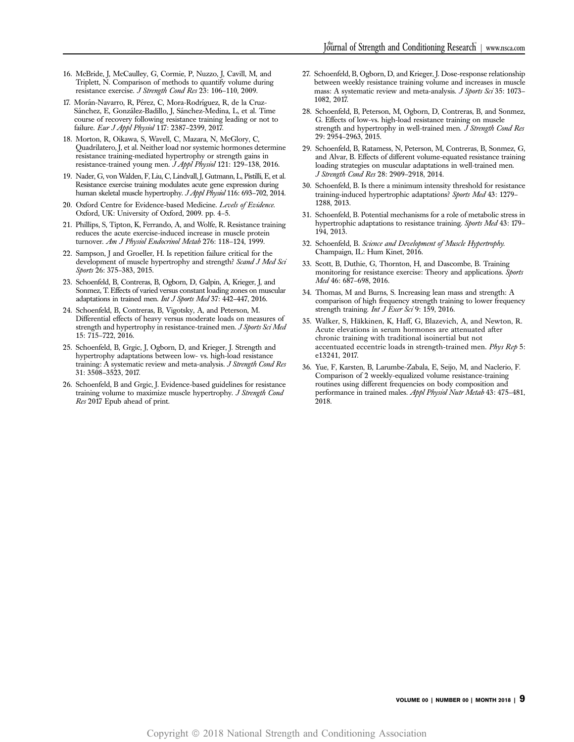16. McBride, J, McCaulley, G, Cormie, P, Nuzzo, J, Cavill, M, and Triplett, N. Comparison of methods to quantify volume during resistance exercise. *J Strength Cond Res* 23: 106–110, 2009.
17. Morán-Navarro, R, Pérez, C, Mora-Rodríguez, R, de la Cruz-Sánchez, E, González-Badillo, J, Sánchez-Medina, L, et al. Time course of recovery following resistance training leading or not to failure. *Eur J Appl Physiol* 117: 2387–2399, 2017.
18. Morton, R, Oikawa, S, Wavell, C, Mazara, N, McGlory, C, Quadrilatero, J, et al. Neither load nor systemic hormones determine resistance training-mediated hypertrophy or strength gains in resistance-trained young men. *J Appl Physiol* 121: 129–138, 2016.
19. Nader, G, von Walden, F, Liu, C, Lindvall, J, Gutmann, L, Pistilli, E, et al. Resistance exercise training modulates acute gene expression during human skeletal muscle hypertrophy. *J Appl Physiol* 116: 693–702, 2014.
20. Oxford Centre for Evidence-based Medicine. *Levels of Evidence*. Oxford, UK: University of Oxford, 2009. pp. 4–5.
21. Phillips, S, Tipton, K, Ferrando, A, and Wolfe, R. Resistance training reduces the acute exercise-induced increase in muscle protein turnover. *Am J Physiol Endocrinol Metab* 276: 118–124, 1999.
22. Sampson, J and Groeller, H. Is repetition failure critical for the development of muscle hypertrophy and strength? *Scand J Med Sci Sports* 26: 375–383, 2015.
23. Schoenfeld, B, Contreras, B, Ogborn, D, Galpin, A, Krieger, J, and Sonmez, T. Effects of varied versus constant loading zones on muscular adaptations in trained men. *Int J Sports Med* 37: 442–447, 2016.
24. Schoenfeld, B, Contreras, B, Vigotsky, A, and Peterson, M. Differential effects of heavy versus moderate loads on measures of strength and hypertrophy in resistance-trained men. *J Sports Sci Med* 15: 715–722, 2016.
25. Schoenfeld, B, Grgic, J, Ogborn, D, and Krieger, J. Strength and hypertrophy adaptations between low- vs. high-load resistance training: A systematic review and meta-analysis. *J Strength Cond Res* 31: 3508–3523, 2017.
26. Schoenfeld, B and Grgic, J. Evidence-based guidelines for resistance training volume to maximize muscle hypertrophy. *J Strength Cond Res* 2017 Epub ahead of print.
27. Schoenfeld, B, Ogborn, D, and Krieger, J. Dose-response relationship between weekly resistance training volume and increases in muscle mass: A systematic review and meta-analysis. *J Sports Sci* 35: 1073–1082, 2017.
28. Schoenfeld, B, Peterson, M, Ogborn, D, Contreras, B, and Sonmez, G. Effects of low-vs. high-load resistance training on muscle strength and hypertrophy in well-trained men. *J Strength Cond Res* 29: 2954–2963, 2015.
29. Schoenfeld, B, Ratamess, N, Peterson, M, Contreras, B, Sonmez, G, and Alvar, B. Effects of different volume-equated resistance training loading strategies on muscular adaptations in well-trained men. *J Strength Cond Res* 28: 2909–2918, 2014.
30. Schoenfeld, B. Is there a minimum intensity threshold for resistance training-induced hypertrophic adaptations? *Sports Med* 43: 1279–1288, 2013.
31. Schoenfeld, B. Potential mechanisms for a role of metabolic stress in hypertrophic adaptations to resistance training. *Sports Med* 43: 179–194, 2013.
32. Schoenfeld, B. *Science and Development of Muscle Hypertrophy*. Champaign, IL: Hum Kinet, 2016.
33. Scott, B, Duthie, G, Thornton, H, and Dascombe, B. Training monitoring for resistance exercise: Theory and applications. *Sports Med* 46: 687–698, 2016.
34. Thomas, M and Burns, S. Increasing lean mass and strength: A comparison of high frequency strength training to lower frequency strength training. *Int J Exer Sci* 9: 159, 2016.
35. Walker, S, Häkkinen, K, Haff, G, Blazevich, A, and Newton, R. Acute elevations in serum hormones are attenuated after chronic training with traditional isoinertial but not accentuated eccentric loads in strength-trained men. *Phys Rep* 5: e13241, 2017.
36. Yue, F, Karsten, B, Larumbe-Zabala, E, Seijo, M, and Naclerio, F. Comparison of 2 weekly-equalized volume resistance-training routines using different frequencies on body composition and performance in trained males. *Appl Physiol Nutr Metab* 43: 475–481, 2018.